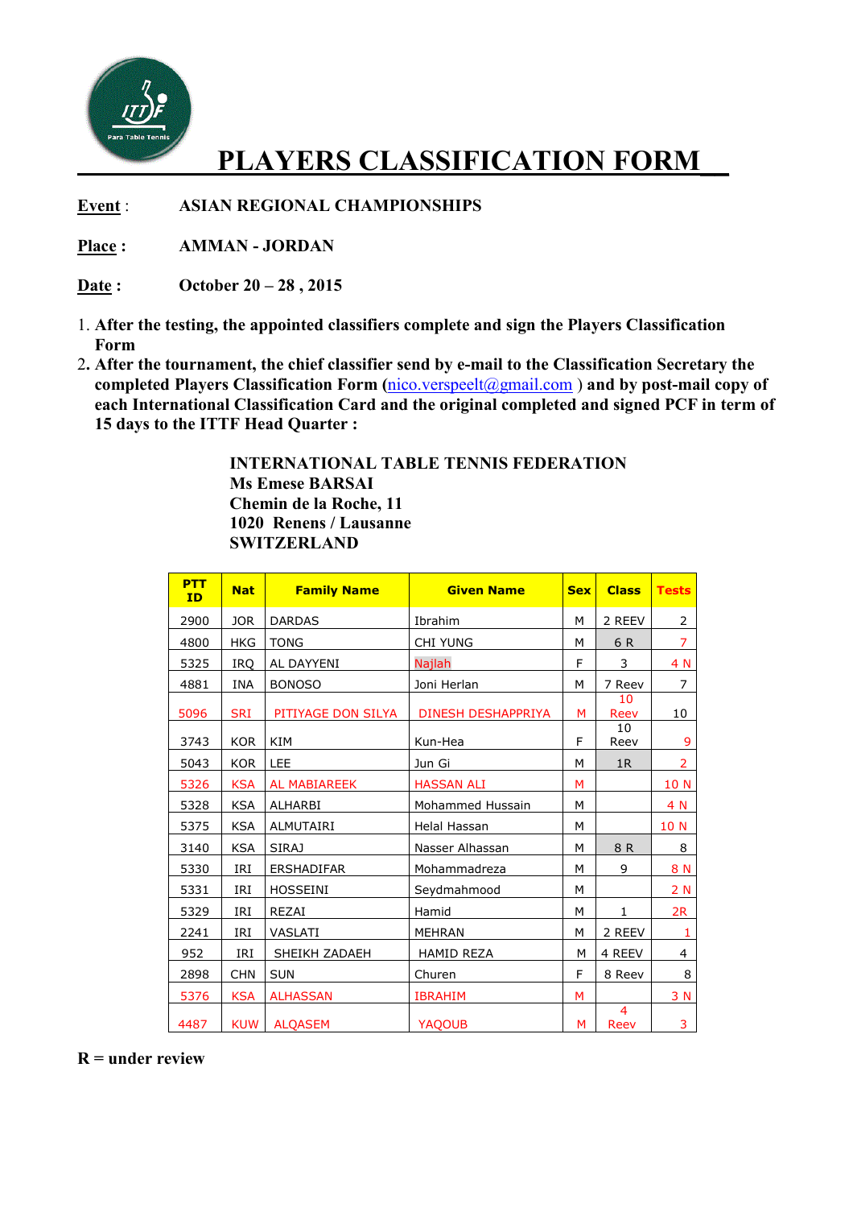# PLAYERS CLASSIFICATION FORM

**Event** : **ASIAN REGIONAL CHAMPIONSHIPS**

**Place :** **AMMAN - JORDAN**

**Date :** **October 20 – 28 , 2015**

1. **After the testing, the appointed classifiers complete and sign the Players Classification Form**
2. **After the tournament, the chief classifier send by e-mail to the Classification Secretary the completed Players Classification Form (nico.verspeelt@gmail.com ) and by post-mail copy of each International Classification Card and the original completed and signed PCF in term of 15 days to the ITTF Head Quarter :**

**INTERNATIONAL TABLE TENNIS FEDERATION**
**Ms Emese BARSAI**
**Chemin de la Roche, 11**
**1020 Renens / Lausanne**
**SWITZERLAND**

| PTT ID | Nat | Family Name | Given Name | Sex | Class | Tests |
|---|---|---|---|---|---|---|
| 2900 | JOR | DARDAS | Ibrahim | M | 2 REEV | 2 |
| 4800 | HKG | TONG | CHI YUNG | M | 6 R | 7 |
| 5325 | IRQ | AL DAYYENI | Najlah | F | 3 | 4 N |
| 4881 | INA | BONOSO | Joni Herlan | M | 7 Reev | 7 |
| 5096 | SRI | PITIYAGE DON SILYA | DINESH DESHAPPRIYA | M | 10 Reev | 10 |
| 3743 | KOR | KIM | Kun-Hea | F | 10 Reev | 9 |
| 5043 | KOR | LEE | Jun Gi | M | 1R | 2 |
| 5326 | KSA | AL MABIAREEK | HASSAN ALI | M | | 10 N |
| 5328 | KSA | ALHARBI | Mohammed Hussain | M | | 4 N |
| 5375 | KSA | ALMUTAIRI | Helal Hassan | M | | 10 N |
| 3140 | KSA | SIRAJ | Nasser Alhassan | M | 8 R | 8 |
| 5330 | IRI | ERSHADIFAR | Mohammadreza | M | 9 | 8 N |
| 5331 | IRI | HOSSEINI | Seydmahmood | M | | 2 N |
| 5329 | IRI | REZAI | Hamid | M | 1 | 2R |
| 2241 | IRI | VASLATI | MEHRAN | M | 2 REEV | 1 |
| 952 | IRI | SHEIKH ZADAEH | HAMID REZA | M | 4 REEV | 4 |
| 2898 | CHN | SUN | Churen | F | 8 Reev | 8 |
| 5376 | KSA | ALHASSAN | IBRAHIM | M | | 3 N |
| 4487 | KUW | ALQASEM | YAQOUB | M | 4 Reev | 3 |

**R = under review**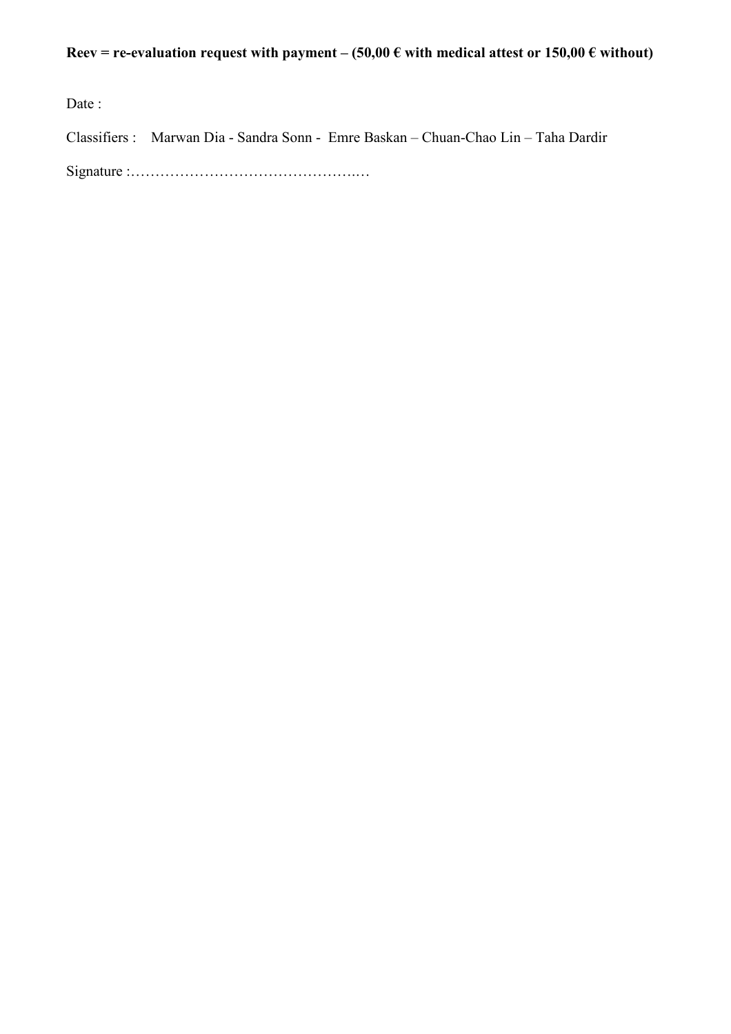**Reev = re-evaluation request with payment – (50,00 € with medical attest or 150,00 € without)**

Date :

Classifiers : Marwan Dia - Sandra Sonn - Emre Baskan – Chuan-Chao Lin – Taha Dardir

Signature :………………………………………..…